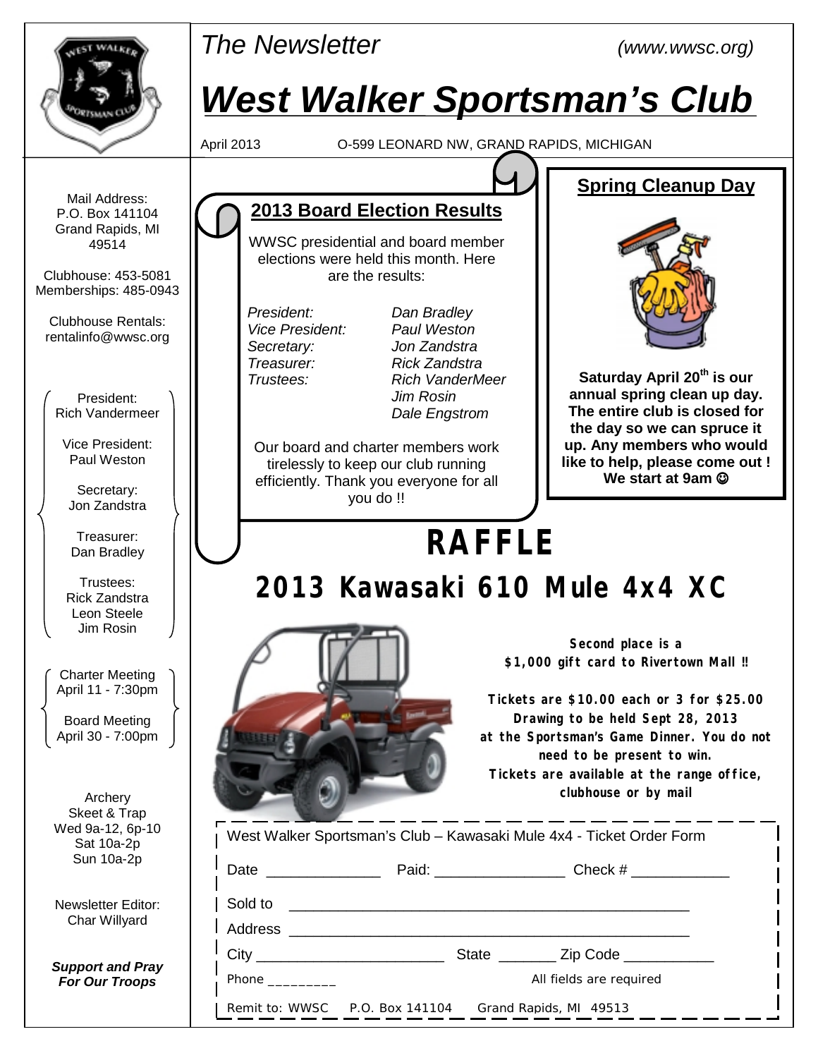*The Newsletter* *(www.wwsc.org)*

# *West Walker Sportsman's Club*

April 2013 O-599 LEONARD NW, GRAND RAPIDS, MICHIGAN

Mail Address:
P.O. Box 141104
Grand Rapids, MI
49514

Clubhouse: 453-5081
Memberships: 485-0943

Clubhouse Rentals:
rentalinfo@wwsc.org

President:
Rich Vandermeer

Vice President:
Paul Weston

Secretary:
Jon Zandstra

Treasurer:
Dan Bradley

Trustees:
Rick Zandstra
Leon Steele
Jim Rosin

Charter Meeting
April 11 - 7:30pm

Board Meeting
April 30 - 7:00pm

Archery
Skeet & Trap
Wed 9a-12, 6p-10
Sat 10a-2p
Sun 10a-2p

Newsletter Editor:
Char Willyard

***Support and Pray For Our Troops***

## 2013 Board Election Results

WWSC presidential and board member elections were held this month. Here are the results:

| | |
|---|---|
| *President:* | *Dan Bradley* |
| *Vice President:* | *Paul Weston* |
| *Secretary:* | *Jon Zandstra* |
| *Treasurer:* | *Rick Zandstra* |
| *Trustees:* | *Rich VanderMeer* |
| | *Jim Rosin* |
| | *Dale Engstrom* |

Our board and charter members work tirelessly to keep our club running efficiently. Thank you everyone for all you do !!

## Spring Cleanup Day

**Saturday April 20th is our annual spring clean up day. The entire club is closed for the day so we can spruce it up. Any members who would like to help, please come out ! We start at 9am ☺**

# RAFFLE

## 2013 Kawasaki 610 Mule 4x4 XC

**Second place is a $1,000 gift card to Rivertown Mall !!**

**Tickets are $10.00 each or 3 for $25.00**
**Drawing to be held Sept 28, 2013 at the Sportsman's Game Dinner. You do not need to be present to win.**
**Tickets are available at the range office, clubhouse or by mail**

West Walker Sportsman's Club – Kawasaki Mule 4x4 - Ticket Order Form

Date ______________ Paid: ________________ Check # ____________

Sold to ________________________________________________

Address ________________________________________________

City ______________________ State _______ Zip Code ___________

Phone _________ All fields are required

Remit to: WWSC P.O. Box 141104 Grand Rapids, MI 49513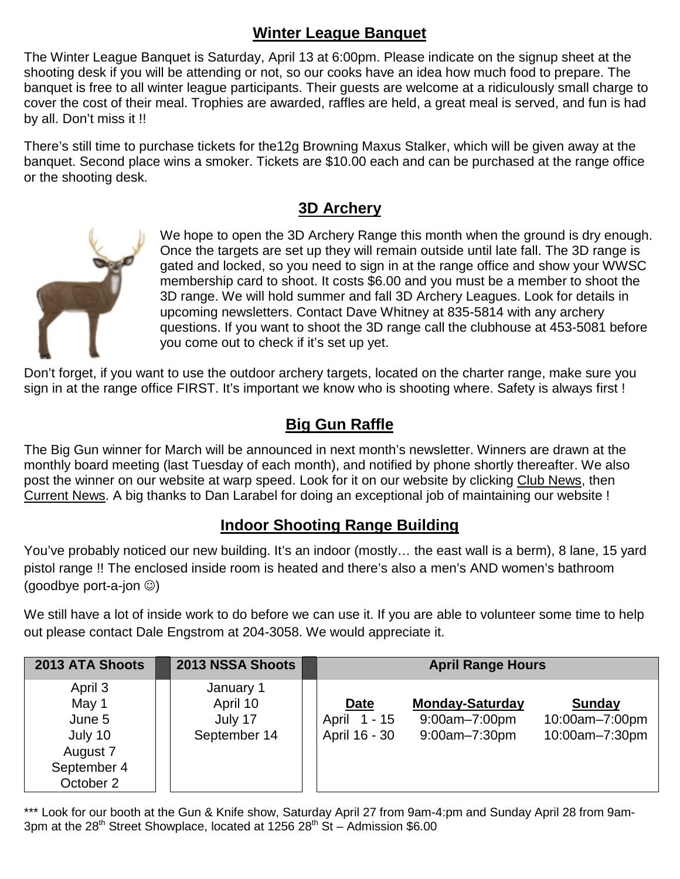## Winter League Banquet

The Winter League Banquet is Saturday, April 13 at 6:00pm. Please indicate on the signup sheet at the shooting desk if you will be attending or not, so our cooks have an idea how much food to prepare. The banquet is free to all winter league participants. Their guests are welcome at a ridiculously small charge to cover the cost of their meal. Trophies are awarded, raffles are held, a great meal is served, and fun is had by all. Don't miss it !!

There's still time to purchase tickets for the12g Browning Maxus Stalker, which will be given away at the banquet. Second place wins a smoker. Tickets are $10.00 each and can be purchased at the range office or the shooting desk.

## 3D Archery

We hope to open the 3D Archery Range this month when the ground is dry enough. Once the targets are set up they will remain outside until late fall. The 3D range is gated and locked, so you need to sign in at the range office and show your WWSC membership card to shoot. It costs $6.00 and you must be a member to shoot the 3D range. We will hold summer and fall 3D Archery Leagues. Look for details in upcoming newsletters. Contact Dave Whitney at 835-5814 with any archery questions. If you want to shoot the 3D range call the clubhouse at 453-5081 before you come out to check if it's set up yet.

Don't forget, if you want to use the outdoor archery targets, located on the charter range, make sure you sign in at the range office FIRST. It's important we know who is shooting where. Safety is always first !

## Big Gun Raffle

The Big Gun winner for March will be announced in next month's newsletter. Winners are drawn at the monthly board meeting (last Tuesday of each month), and notified by phone shortly thereafter. We also post the winner on our website at warp speed. Look for it on our website by clicking Club News, then Current News. A big thanks to Dan Larabel for doing an exceptional job of maintaining our website !

## Indoor Shooting Range Building

You've probably noticed our new building. It's an indoor (mostly… the east wall is a berm), 8 lane, 15 yard pistol range !! The enclosed inside room is heated and there's also a men's AND women's bathroom (goodbye port-a-jon ☺)

We still have a lot of inside work to do before we can use it. If you are able to volunteer some time to help out please contact Dale Engstrom at 204-3058. We would appreciate it.

| 2013 ATA Shoots |
|---|
| April 3 |
| May 1 |
| June 5 |
| July 10 |
| August 7 |
| September 4 |
| October 2 |

| 2013 NSSA Shoots |
|---|
| January 1 |
| April 10 |
| July 17 |
| September 14 |

**April Range Hours**

| Date | Monday-Saturday | Sunday |
|---|---|---|
| April 1 - 15 | 9:00am–7:00pm | 10:00am–7:00pm |
| April 16 - 30 | 9:00am–7:30pm | 10:00am–7:30pm |

\*\*\* Look for our booth at the Gun & Knife show, Saturday April 27 from 9am-4:pm and Sunday April 28 from 9am-3pm at the 28th Street Showplace, located at 1256 28th St – Admission $6.00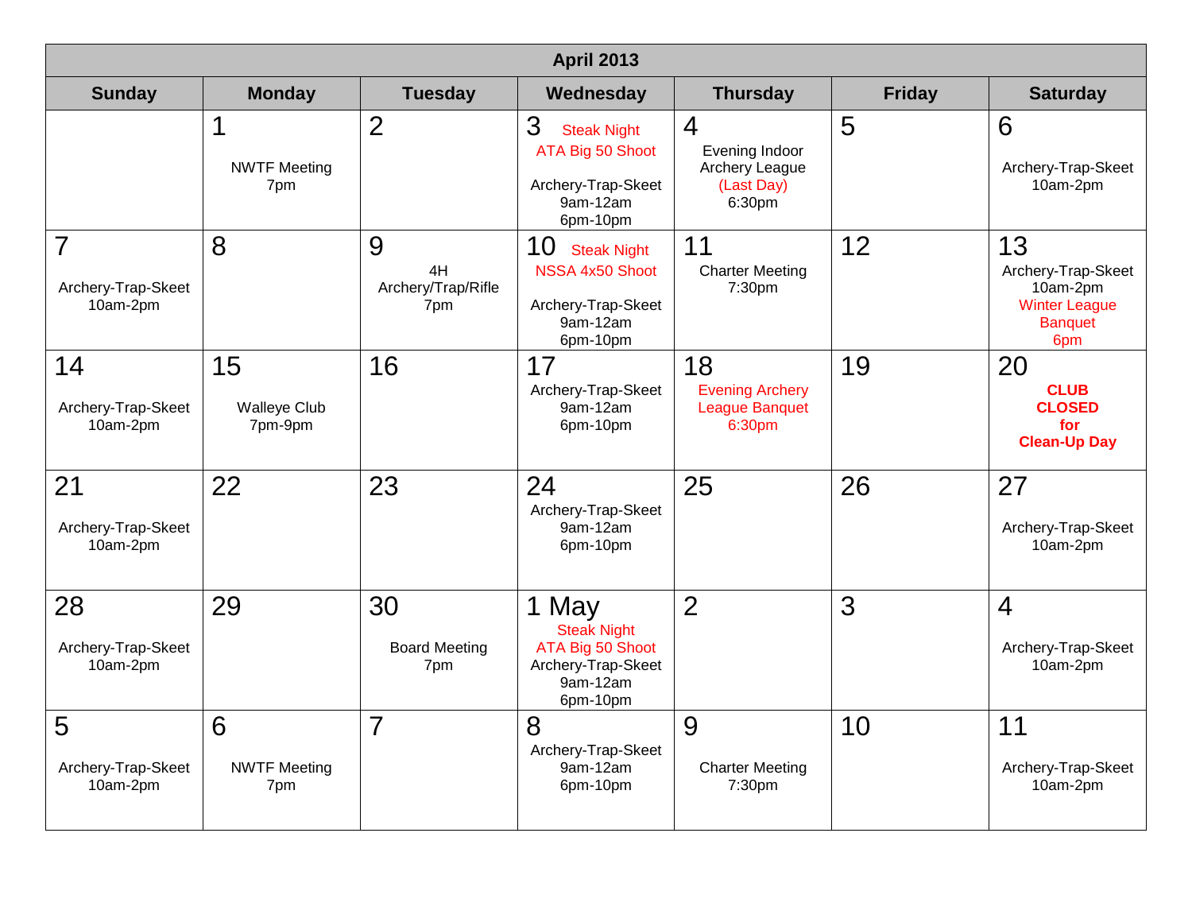| April 2013 | | | | | | |
|---|---|---|---|---|---|---|
| **Sunday** | **Monday** | **Tuesday** | **Wednesday** | **Thursday** | **Friday** | **Saturday** |
| | 1 NWTF Meeting 7pm | 2 | 3 Steak Night ATA Big 50 Shoot Archery-Trap-Skeet 9am-12am 6pm-10pm | 4 Evening Indoor Archery League (Last Day) 6:30pm | 5 | 6 Archery-Trap-Skeet 10am-2pm |
| 7 Archery-Trap-Skeet 10am-2pm | 8 | 9 4H Archery/Trap/Rifle 7pm | 10 Steak Night NSSA 4x50 Shoot Archery-Trap-Skeet 9am-12am 6pm-10pm | 11 Charter Meeting 7:30pm | 12 | 13 Archery-Trap-Skeet 10am-2pm Winter League Banquet 6pm |
| 14 Archery-Trap-Skeet 10am-2pm | 15 Walleye Club 7pm-9pm | 16 | 17 Archery-Trap-Skeet 9am-12am 6pm-10pm | 18 Evening Archery League Banquet 6:30pm | 19 | 20 **CLUB CLOSED for Clean-Up Day** |
| 21 Archery-Trap-Skeet 10am-2pm | 22 | 23 | 24 Archery-Trap-Skeet 9am-12am 6pm-10pm | 25 | 26 | 27 Archery-Trap-Skeet 10am-2pm |
| 28 Archery-Trap-Skeet 10am-2pm | 29 | 30 Board Meeting 7pm | 1 May Steak Night ATA Big 50 Shoot Archery-Trap-Skeet 9am-12am 6pm-10pm | 2 | 3 | 4 Archery-Trap-Skeet 10am-2pm |
| 5 Archery-Trap-Skeet 10am-2pm | 6 NWTF Meeting 7pm | 7 | 8 Archery-Trap-Skeet 9am-12am 6pm-10pm | 9 Charter Meeting 7:30pm | 10 | 11 Archery-Trap-Skeet 10am-2pm |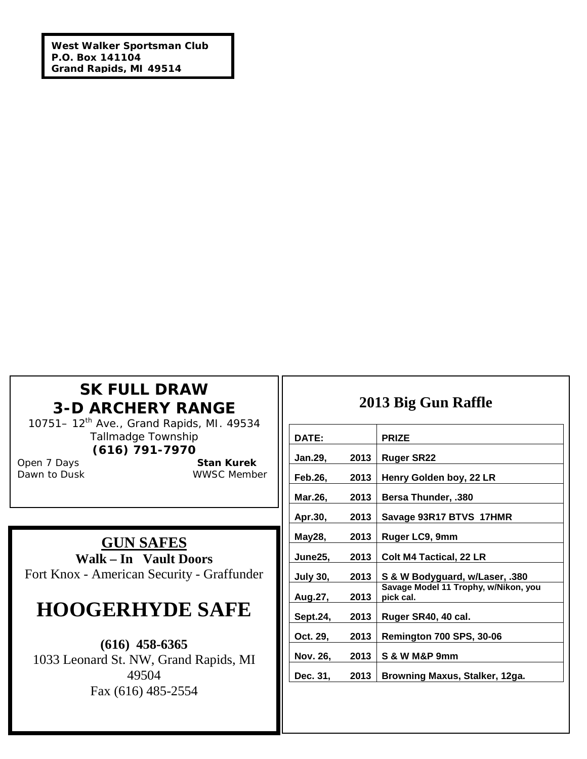**West Walker Sportsman Club**
**P.O. Box 141104**
**Grand Rapids, MI 49514**

## SK FULL DRAW
## 3-D ARCHERY RANGE

10751– 12th Ave., Grand Rapids, MI. 49534
Tallmadge Township
**(616) 791-7970**

Open 7 Days — **Stan Kurek**
Dawn to Dusk — WWSC Member

## GUN SAFES

**Walk – In Vault Doors**

Fort Knox - American Security - Graffunder

# HOOGERHYDE SAFE

**(616) 458-6365**
1033 Leonard St. NW, Grand Rapids, MI 49504
Fax (616) 485-2554

## 2013 Big Gun Raffle

| DATE: | | PRIZE |
|---|---|---|
| Jan.29, | 2013 | Ruger SR22 |
| Feb.26, | 2013 | Henry Golden boy, 22 LR |
| Mar.26, | 2013 | Bersa Thunder, .380 |
| Apr.30, | 2013 | Savage 93R17 BTVS 17HMR |
| May28, | 2013 | Ruger LC9, 9mm |
| June25, | 2013 | Colt M4 Tactical, 22 LR |
| July 30, | 2013 | S & W Bodyguard, w/Laser, .380 |
| Aug.27, | 2013 | Savage Model 11 Trophy, w/Nikon, you pick cal. |
| Sept.24, | 2013 | Ruger SR40, 40 cal. |
| Oct. 29, | 2013 | Remington 700 SPS, 30-06 |
| Nov. 26, | 2013 | S & W M&P 9mm |
| Dec. 31, | 2013 | Browning Maxus, Stalker, 12ga. |